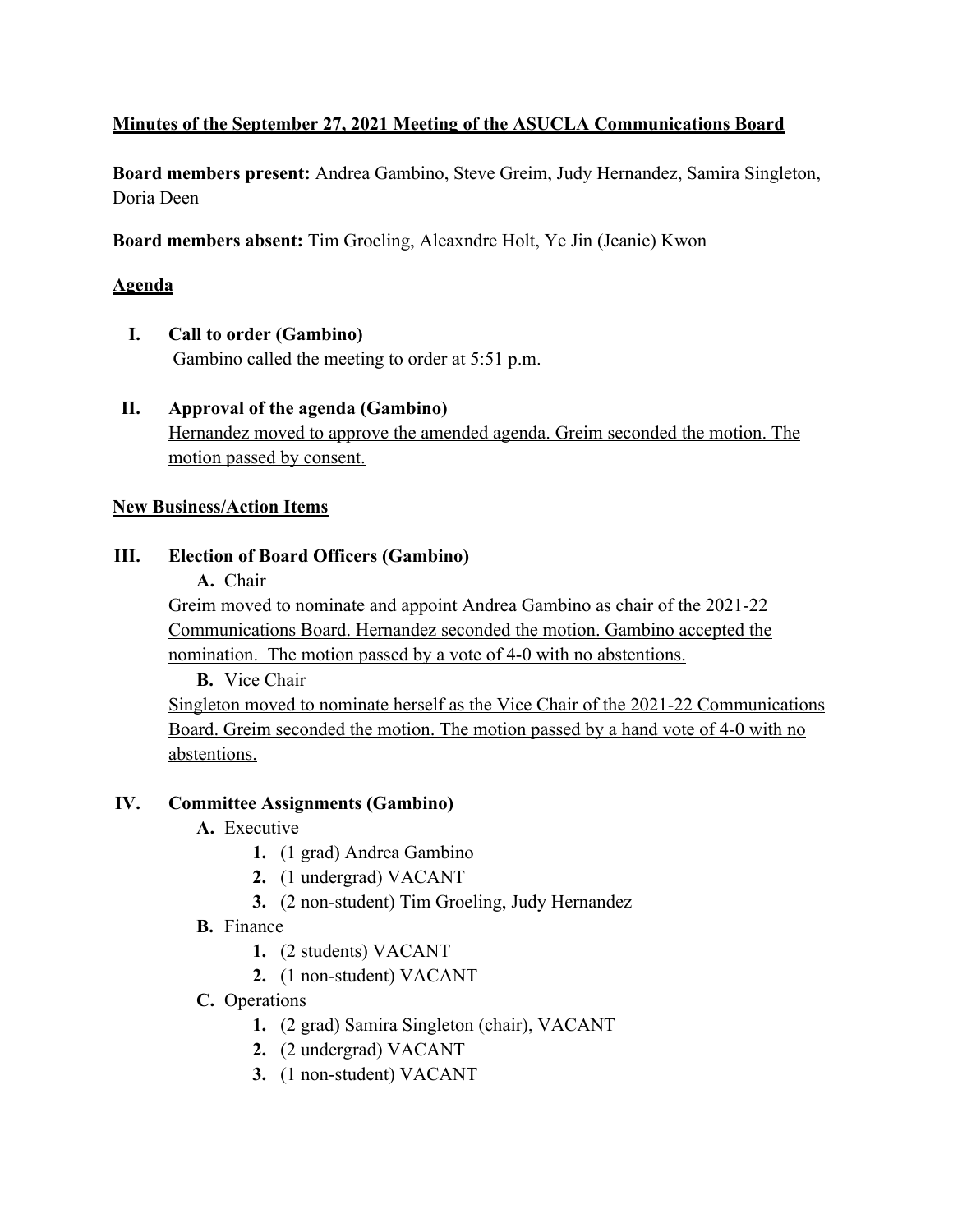**<u>Minutes of the September 27, 2021 Meeting of the ASUCLA Communications Board</u>**

**Board members present:** Andrea Gambino, Steve Greim, Judy Hernandez, Samira Singleton, Doria Deen

**Board members absent:** Tim Groeling, Aleaxndre Holt, Ye Jin (Jeanie) Kwon

**<u>Agenda</u>**

**I. Call to order (Gambino)**

Gambino called the meeting to order at 5:51 p.m.

**II. Approval of the agenda (Gambino)**

<u>Hernandez moved to approve the amended agenda. Greim seconded the motion. The motion passed by consent.</u>

**<u>New Business/Action Items</u>**

**III. Election of Board Officers (Gambino)**

**A.** Chair

<u>Greim moved to nominate and appoint Andrea Gambino as chair of the 2021-22 Communications Board. Hernandez seconded the motion. Gambino accepted the nomination. The motion passed by a vote of 4-0 with no abstentions.</u>

**B.** Vice Chair

<u>Singleton moved to nominate herself as the Vice Chair of the 2021-22 Communications Board. Greim seconded the motion. The motion passed by a hand vote of 4-0 with no abstentions.</u>

**IV. Committee Assignments (Gambino)**

**A.** Executive

1. (1 grad) Andrea Gambino
2. (1 undergrad) VACANT
3. (2 non-student) Tim Groeling, Judy Hernandez

**B.** Finance

1. (2 students) VACANT
2. (1 non-student) VACANT

**C.** Operations

1. (2 grad) Samira Singleton (chair), VACANT
2. (2 undergrad) VACANT
3. (1 non-student) VACANT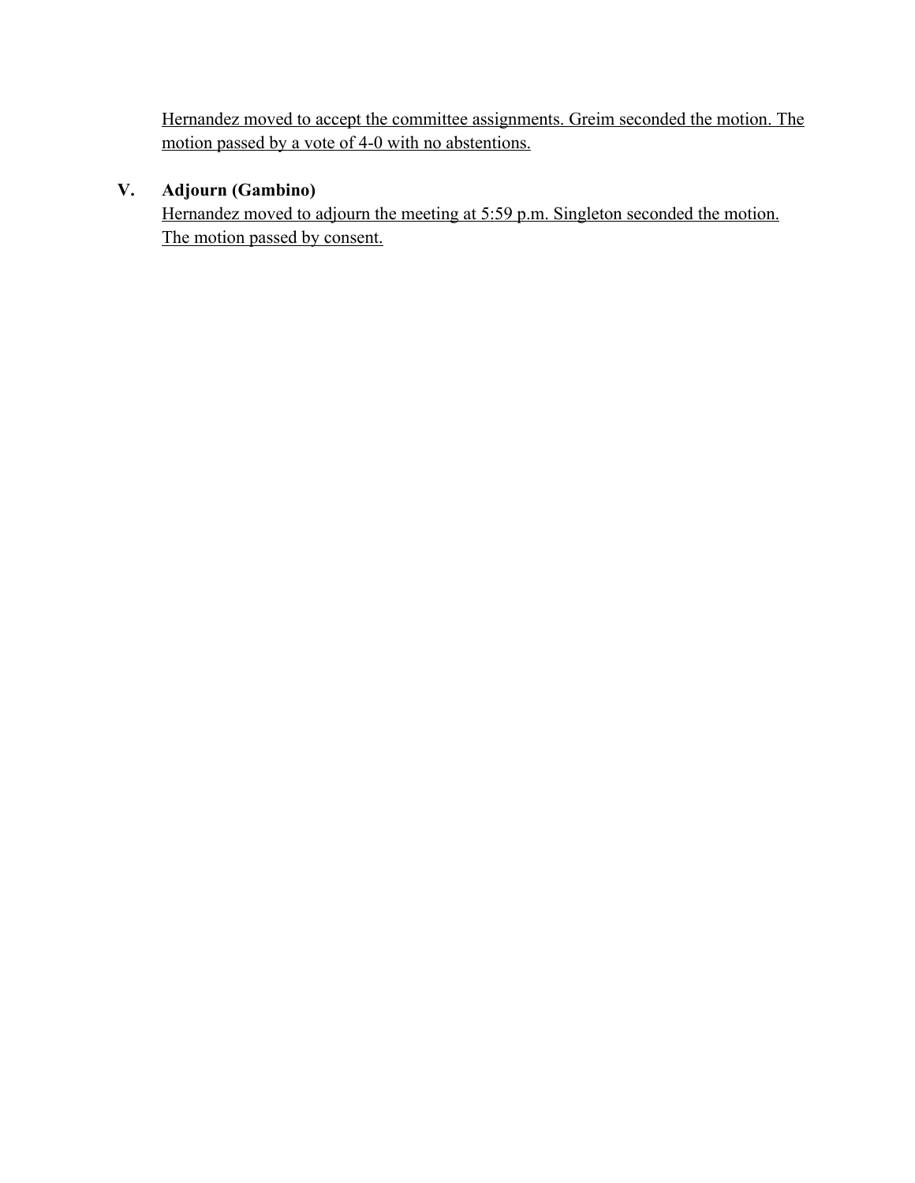Hernandez moved to accept the committee assignments. Greim seconded the motion. The motion passed by a vote of 4-0 with no abstentions.

**V. Adjourn (Gambino)**

Hernandez moved to adjourn the meeting at 5:59 p.m. Singleton seconded the motion. The motion passed by consent.